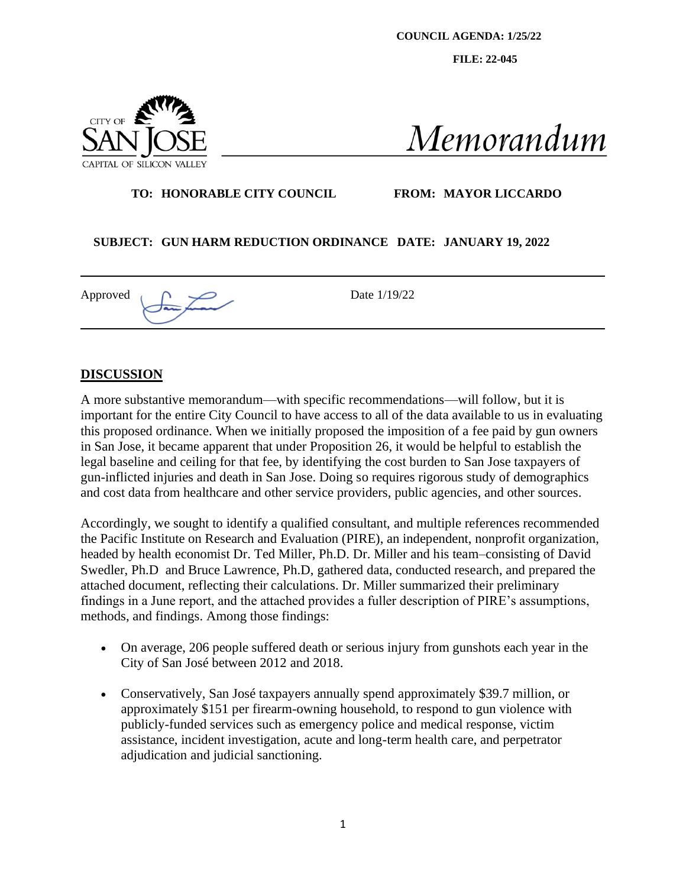**COUNCIL AGENDA: 1/25/22**

**FILE: 22-045**

CITY OF SAN JOSE
CAPITAL OF SILICON VALLEY

*Memorandum*

**TO: HONORABLE CITY COUNCIL**

**FROM: MAYOR LICCARDO**

**SUBJECT: GUN HARM REDUCTION ORDINANCE**

**DATE: JANUARY 19, 2022**

Approved

Date 1/19/22

## DISCUSSION

A more substantive memorandum—with specific recommendations—will follow, but it is important for the entire City Council to have access to all of the data available to us in evaluating this proposed ordinance. When we initially proposed the imposition of a fee paid by gun owners in San Jose, it became apparent that under Proposition 26, it would be helpful to establish the legal baseline and ceiling for that fee, by identifying the cost burden to San Jose taxpayers of gun-inflicted injuries and death in San Jose. Doing so requires rigorous study of demographics and cost data from healthcare and other service providers, public agencies, and other sources.

Accordingly, we sought to identify a qualified consultant, and multiple references recommended the Pacific Institute on Research and Evaluation (PIRE), an independent, nonprofit organization, headed by health economist Dr. Ted Miller, Ph.D. Dr. Miller and his team–consisting of David Swedler, Ph.D and Bruce Lawrence, Ph.D, gathered data, conducted research, and prepared the attached document, reflecting their calculations. Dr. Miller summarized their preliminary findings in a June report, and the attached provides a fuller description of PIRE's assumptions, methods, and findings. Among those findings:

- On average, 206 people suffered death or serious injury from gunshots each year in the City of San José between 2012 and 2018.
- Conservatively, San José taxpayers annually spend approximately $39.7 million, or approximately $151 per firearm-owning household, to respond to gun violence with publicly-funded services such as emergency police and medical response, victim assistance, incident investigation, acute and long-term health care, and perpetrator adjudication and judicial sanctioning.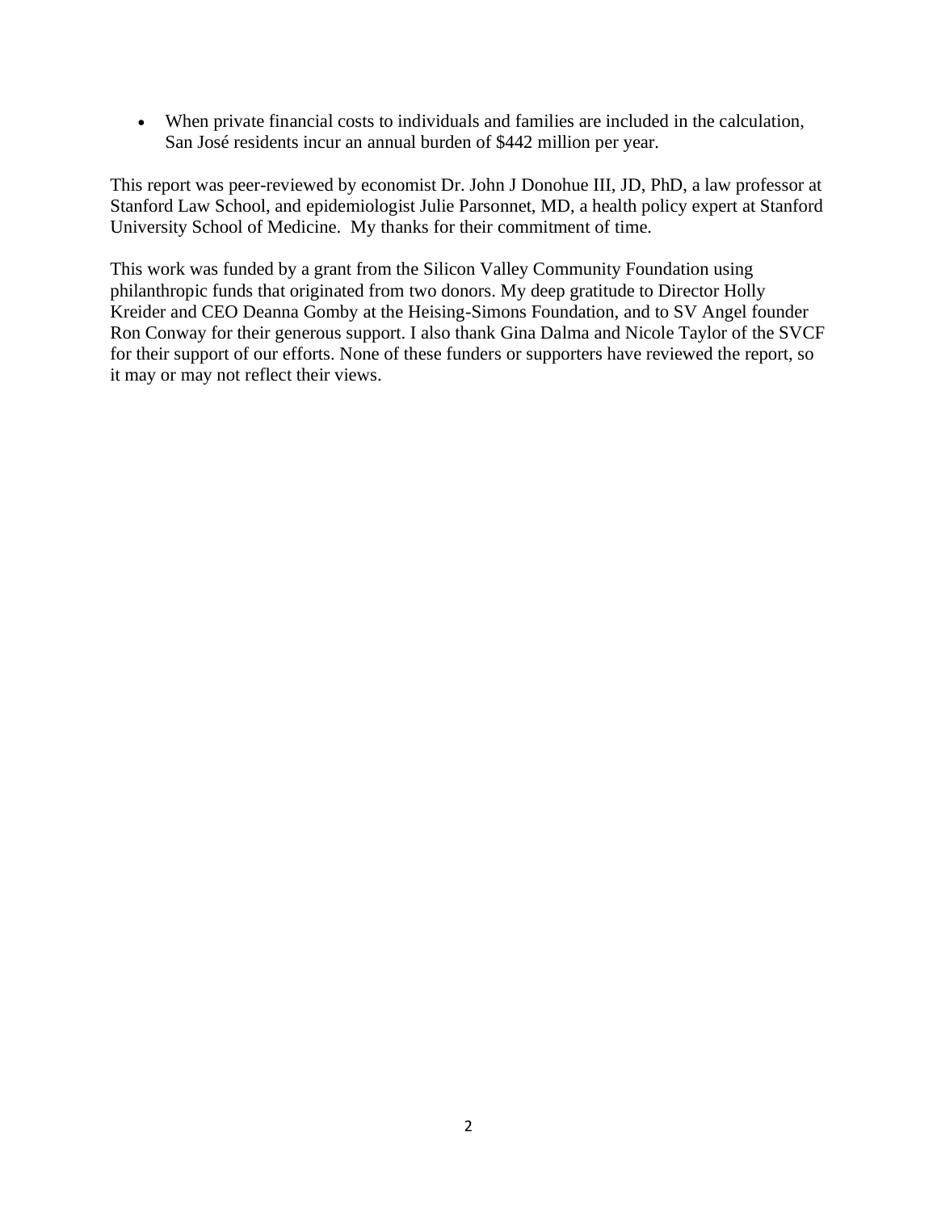- When private financial costs to individuals and families are included in the calculation, San José residents incur an annual burden of $442 million per year.

This report was peer-reviewed by economist Dr. John J Donohue III, JD, PhD, a law professor at Stanford Law School, and epidemiologist Julie Parsonnet, MD, a health policy expert at Stanford University School of Medicine. My thanks for their commitment of time.

This work was funded by a grant from the Silicon Valley Community Foundation using philanthropic funds that originated from two donors. My deep gratitude to Director Holly Kreider and CEO Deanna Gomby at the Heising-Simons Foundation, and to SV Angel founder Ron Conway for their generous support. I also thank Gina Dalma and Nicole Taylor of the SVCF for their support of our efforts. None of these funders or supporters have reviewed the report, so it may or may not reflect their views.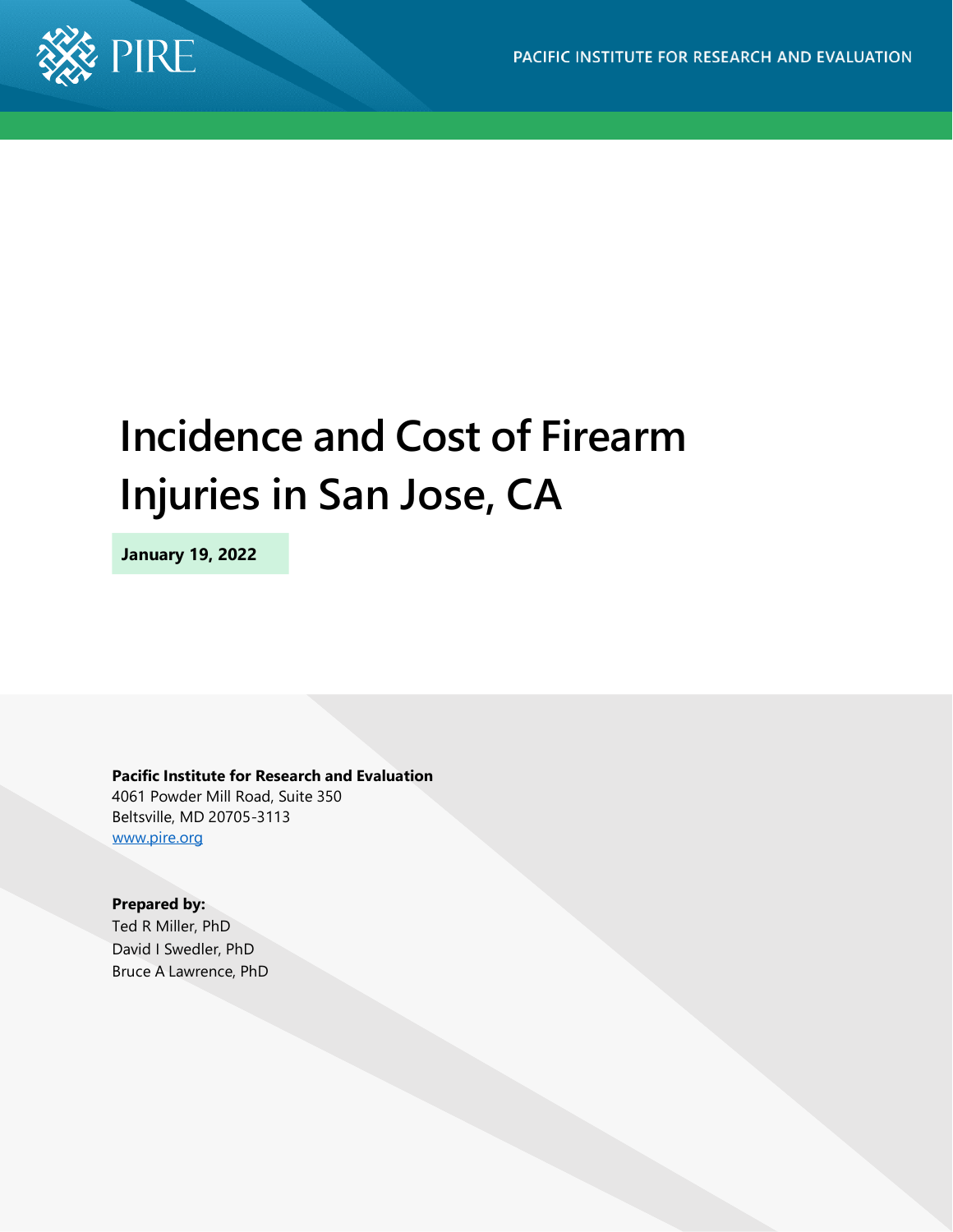PACIFIC INSTITUTE FOR RESEARCH AND EVALUATION

# Incidence and Cost of Firearm Injuries in San Jose, CA

**January 19, 2022**

**Pacific Institute for Research and Evaluation**
4061 Powder Mill Road, Suite 350
Beltsville, MD 20705-3113
www.pire.org

**Prepared by:**
Ted R Miller, PhD
David I Swedler, PhD
Bruce A Lawrence, PhD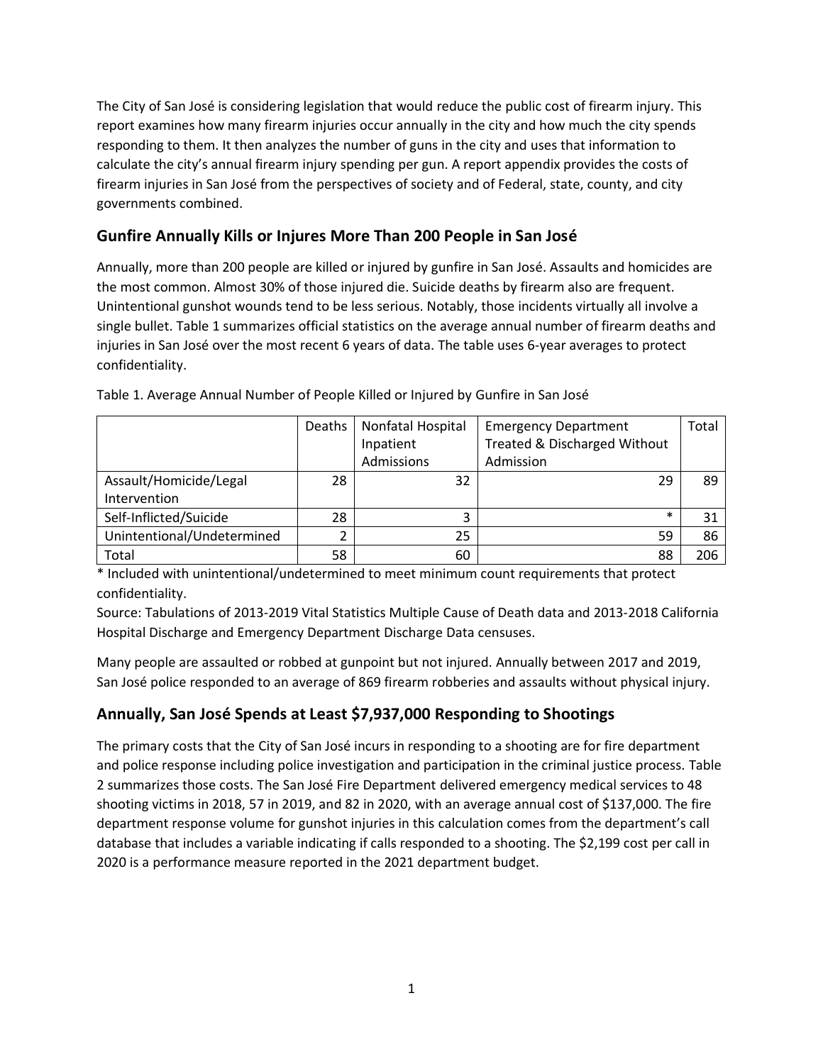The City of San José is considering legislation that would reduce the public cost of firearm injury. This report examines how many firearm injuries occur annually in the city and how much the city spends responding to them. It then analyzes the number of guns in the city and uses that information to calculate the city's annual firearm injury spending per gun. A report appendix provides the costs of firearm injuries in San José from the perspectives of society and of Federal, state, county, and city governments combined.

## Gunfire Annually Kills or Injures More Than 200 People in San José

Annually, more than 200 people are killed or injured by gunfire in San José. Assaults and homicides are the most common. Almost 30% of those injured die. Suicide deaths by firearm also are frequent. Unintentional gunshot wounds tend to be less serious. Notably, those incidents virtually all involve a single bullet. Table 1 summarizes official statistics on the average annual number of firearm deaths and injuries in San José over the most recent 6 years of data. The table uses 6-year averages to protect confidentiality.

Table 1. Average Annual Number of People Killed or Injured by Gunfire in San José

| | Deaths | Nonfatal Hospital Inpatient Admissions | Emergency Department Treated & Discharged Without Admission | Total |
|---|---|---|---|---|
| Assault/Homicide/Legal Intervention | 28 | 32 | 29 | 89 |
| Self-Inflicted/Suicide | 28 | 3 | * | 31 |
| Unintentional/Undetermined | 2 | 25 | 59 | 86 |
| Total | 58 | 60 | 88 | 206 |

* Included with unintentional/undetermined to meet minimum count requirements that protect confidentiality.

Source: Tabulations of 2013-2019 Vital Statistics Multiple Cause of Death data and 2013-2018 California Hospital Discharge and Emergency Department Discharge Data censuses.

Many people are assaulted or robbed at gunpoint but not injured. Annually between 2017 and 2019, San José police responded to an average of 869 firearm robberies and assaults without physical injury.

## Annually, San José Spends at Least $7,937,000 Responding to Shootings

The primary costs that the City of San José incurs in responding to a shooting are for fire department and police response including police investigation and participation in the criminal justice process. Table 2 summarizes those costs. The San José Fire Department delivered emergency medical services to 48 shooting victims in 2018, 57 in 2019, and 82 in 2020, with an average annual cost of $137,000. The fire department response volume for gunshot injuries in this calculation comes from the department's call database that includes a variable indicating if calls responded to a shooting. The $2,199 cost per call in 2020 is a performance measure reported in the 2021 department budget.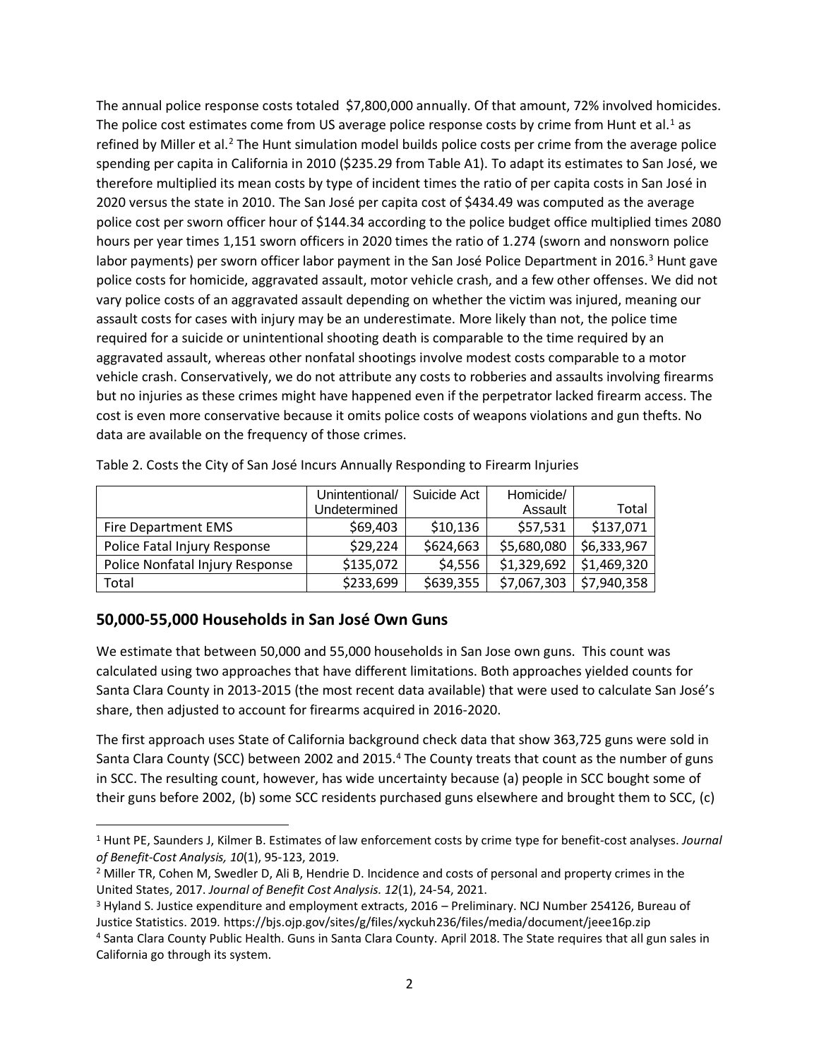The annual police response costs totaled $7,800,000 annually. Of that amount, 72% involved homicides. The police cost estimates come from US average police response costs by crime from Hunt et al.[1] as refined by Miller et al.[2] The Hunt simulation model builds police costs per crime from the average police spending per capita in California in 2010 ($235.29 from Table A1). To adapt its estimates to San José, we therefore multiplied its mean costs by type of incident times the ratio of per capita costs in San José in 2020 versus the state in 2010. The San José per capita cost of $434.49 was computed as the average police cost per sworn officer hour of $144.34 according to the police budget office multiplied times 2080 hours per year times 1,151 sworn officers in 2020 times the ratio of 1.274 (sworn and nonsworn police labor payments) per sworn officer labor payment in the San José Police Department in 2016.[3] Hunt gave police costs for homicide, aggravated assault, motor vehicle crash, and a few other offenses. We did not vary police costs of an aggravated assault depending on whether the victim was injured, meaning our assault costs for cases with injury may be an underestimate. More likely than not, the police time required for a suicide or unintentional shooting death is comparable to the time required by an aggravated assault, whereas other nonfatal shootings involve modest costs comparable to a motor vehicle crash. Conservatively, we do not attribute any costs to robberies and assaults involving firearms but no injuries as these crimes might have happened even if the perpetrator lacked firearm access. The cost is even more conservative because it omits police costs of weapons violations and gun thefts. No data are available on the frequency of those crimes.

Table 2. Costs the City of San José Incurs Annually Responding to Firearm Injuries

| | Unintentional/ Undetermined | Suicide Act | Homicide/ Assault | Total |
|---|---|---|---|---|
| Fire Department EMS | $69,403 | $10,136 | $57,531 | $137,071 |
| Police Fatal Injury Response | $29,224 | $624,663 | $5,680,080 | $6,333,967 |
| Police Nonfatal Injury Response | $135,072 | $4,556 | $1,329,692 | $1,469,320 |
| Total | $233,699 | $639,355 | $7,067,303 | $7,940,358 |

## 50,000-55,000 Households in San José Own Guns

We estimate that between 50,000 and 55,000 households in San Jose own guns. This count was calculated using two approaches that have different limitations. Both approaches yielded counts for Santa Clara County in 2013-2015 (the most recent data available) that were used to calculate San José's share, then adjusted to account for firearms acquired in 2016-2020.

The first approach uses State of California background check data that show 363,725 guns were sold in Santa Clara County (SCC) between 2002 and 2015.[4] The County treats that count as the number of guns in SCC. The resulting count, however, has wide uncertainty because (a) people in SCC bought some of their guns before 2002, (b) some SCC residents purchased guns elsewhere and brought them to SCC, (c)

[1] Hunt PE, Saunders J, Kilmer B. Estimates of law enforcement costs by crime type for benefit-cost analyses. *Journal of Benefit-Cost Analysis, 10*(1), 95-123, 2019.

[2] Miller TR, Cohen M, Swedler D, Ali B, Hendrie D. Incidence and costs of personal and property crimes in the United States, 2017. *Journal of Benefit Cost Analysis. 12*(1), 24-54, 2021.

[3] Hyland S. Justice expenditure and employment extracts, 2016 – Preliminary. NCJ Number 254126, Bureau of Justice Statistics. 2019. https://bjs.ojp.gov/sites/g/files/xyckuh236/files/media/document/jeee16p.zip

[4] Santa Clara County Public Health. Guns in Santa Clara County. April 2018. The State requires that all gun sales in California go through its system.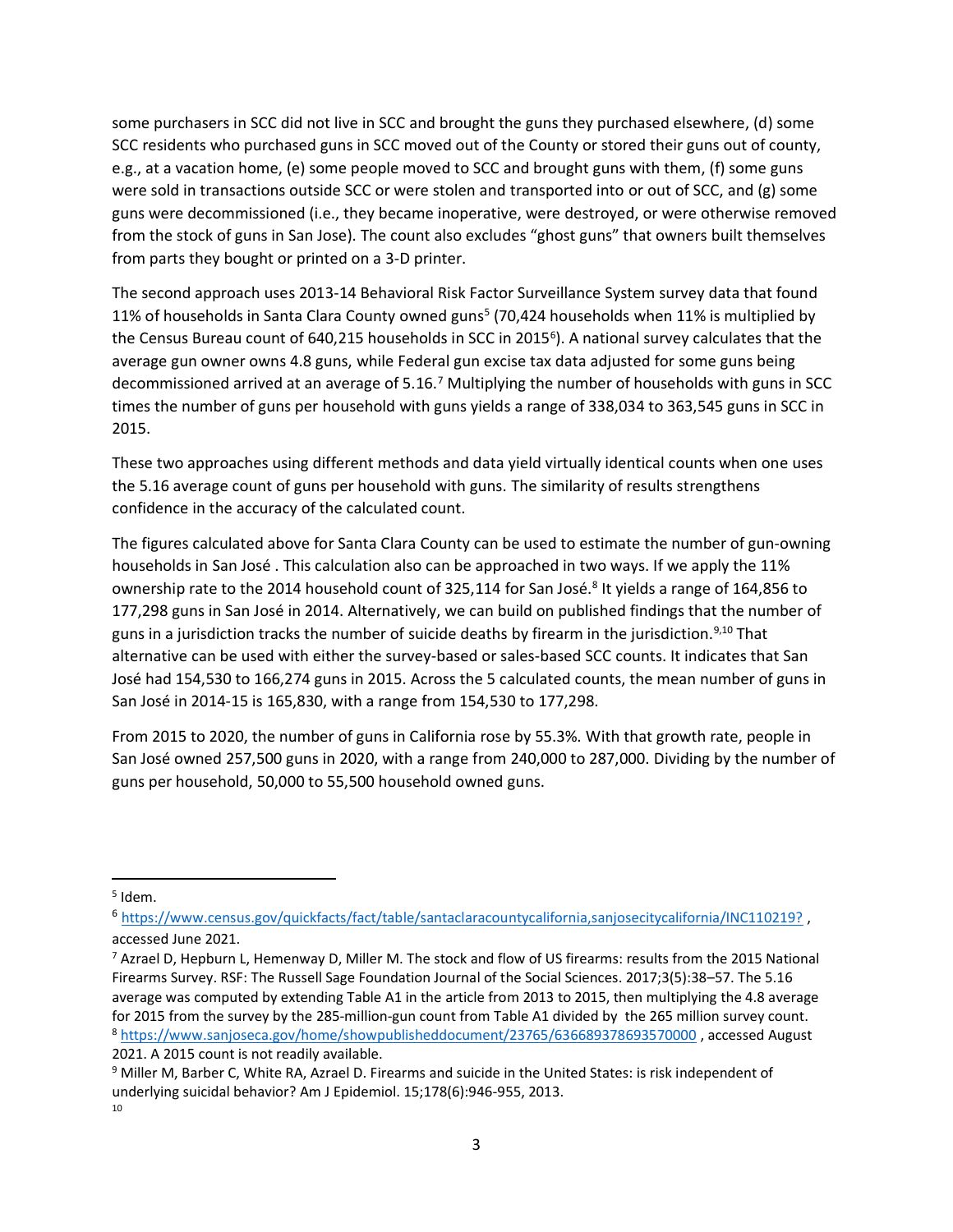some purchasers in SCC did not live in SCC and brought the guns they purchased elsewhere, (d) some SCC residents who purchased guns in SCC moved out of the County or stored their guns out of county, e.g., at a vacation home, (e) some people moved to SCC and brought guns with them, (f) some guns were sold in transactions outside SCC or were stolen and transported into or out of SCC, and (g) some guns were decommissioned (i.e., they became inoperative, were destroyed, or were otherwise removed from the stock of guns in San Jose). The count also excludes "ghost guns" that owners built themselves from parts they bought or printed on a 3-D printer.

The second approach uses 2013-14 Behavioral Risk Factor Surveillance System survey data that found 11% of households in Santa Clara County owned guns[5] (70,424 households when 11% is multiplied by the Census Bureau count of 640,215 households in SCC in 2015[6]). A national survey calculates that the average gun owner owns 4.8 guns, while Federal gun excise tax data adjusted for some guns being decommissioned arrived at an average of 5.16.[7] Multiplying the number of households with guns in SCC times the number of guns per household with guns yields a range of 338,034 to 363,545 guns in SCC in 2015.

These two approaches using different methods and data yield virtually identical counts when one uses the 5.16 average count of guns per household with guns. The similarity of results strengthens confidence in the accuracy of the calculated count.

The figures calculated above for Santa Clara County can be used to estimate the number of gun-owning households in San José . This calculation also can be approached in two ways. If we apply the 11% ownership rate to the 2014 household count of 325,114 for San José.[8] It yields a range of 164,856 to 177,298 guns in San José in 2014. Alternatively, we can build on published findings that the number of guns in a jurisdiction tracks the number of suicide deaths by firearm in the jurisdiction.[9,10] That alternative can be used with either the survey-based or sales-based SCC counts. It indicates that San José had 154,530 to 166,274 guns in 2015. Across the 5 calculated counts, the mean number of guns in San José in 2014-15 is 165,830, with a range from 154,530 to 177,298.

From 2015 to 2020, the number of guns in California rose by 55.3%. With that growth rate, people in San José owned 257,500 guns in 2020, with a range from 240,000 to 287,000. Dividing by the number of guns per household, 50,000 to 55,500 household owned guns.

---

[5] Idem.

[6] https://www.census.gov/quickfacts/fact/table/santaclaracountycalifornia,sanjosecitycalifornia/INC110219? , accessed June 2021.

[7] Azrael D, Hepburn L, Hemenway D, Miller M. The stock and flow of US firearms: results from the 2015 National Firearms Survey. RSF: The Russell Sage Foundation Journal of the Social Sciences. 2017;3(5):38–57. The 5.16 average was computed by extending Table A1 in the article from 2013 to 2015, then multiplying the 4.8 average for 2015 from the survey by the 285-million-gun count from Table A1 divided by the 265 million survey count.

[8] https://www.sanjoseca.gov/home/showpublisheddocument/23765/636689378693570000 , accessed August 2021. A 2015 count is not readily available.

[9] Miller M, Barber C, White RA, Azrael D. Firearms and suicide in the United States: is risk independent of underlying suicidal behavior? Am J Epidemiol. 15;178(6):946-955, 2013.

[10]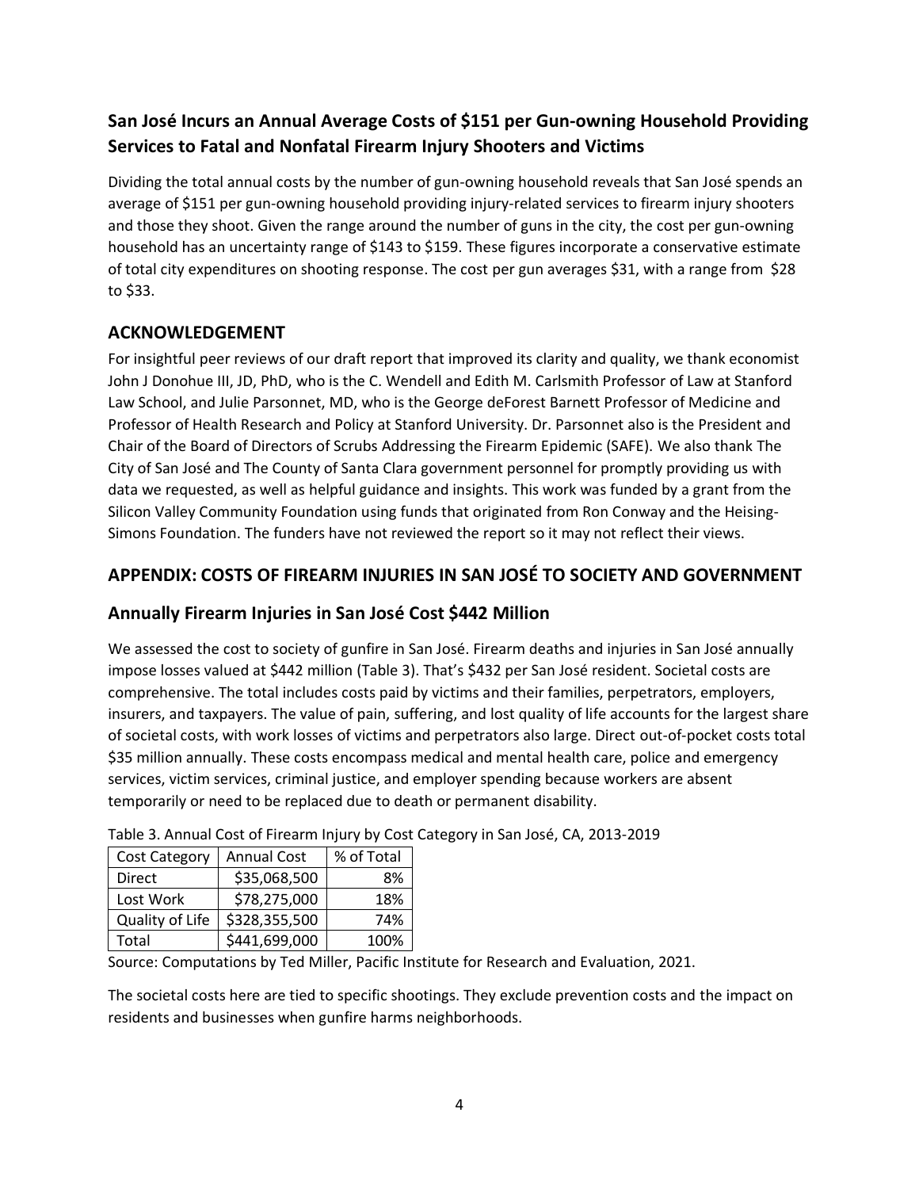## San José Incurs an Annual Average Costs of $151 per Gun-owning Household Providing Services to Fatal and Nonfatal Firearm Injury Shooters and Victims

Dividing the total annual costs by the number of gun-owning household reveals that San José spends an average of $151 per gun-owning household providing injury-related services to firearm injury shooters and those they shoot. Given the range around the number of guns in the city, the cost per gun-owning household has an uncertainty range of $143 to $159. These figures incorporate a conservative estimate of total city expenditures on shooting response. The cost per gun averages $31, with a range from $28 to $33.

## ACKNOWLEDGEMENT

For insightful peer reviews of our draft report that improved its clarity and quality, we thank economist John J Donohue III, JD, PhD, who is the C. Wendell and Edith M. Carlsmith Professor of Law at Stanford Law School, and Julie Parsonnet, MD, who is the George deForest Barnett Professor of Medicine and Professor of Health Research and Policy at Stanford University. Dr. Parsonnet also is the President and Chair of the Board of Directors of Scrubs Addressing the Firearm Epidemic (SAFE). We also thank The City of San José and The County of Santa Clara government personnel for promptly providing us with data we requested, as well as helpful guidance and insights. This work was funded by a grant from the Silicon Valley Community Foundation using funds that originated from Ron Conway and the Heising-Simons Foundation. The funders have not reviewed the report so it may not reflect their views.

## APPENDIX: COSTS OF FIREARM INJURIES IN SAN JOSÉ TO SOCIETY AND GOVERNMENT

## Annually Firearm Injuries in San José Cost $442 Million

We assessed the cost to society of gunfire in San José. Firearm deaths and injuries in San José annually impose losses valued at $442 million (Table 3). That's $432 per San José resident. Societal costs are comprehensive. The total includes costs paid by victims and their families, perpetrators, employers, insurers, and taxpayers. The value of pain, suffering, and lost quality of life accounts for the largest share of societal costs, with work losses of victims and perpetrators also large. Direct out-of-pocket costs total $35 million annually. These costs encompass medical and mental health care, police and emergency services, victim services, criminal justice, and employer spending because workers are absent temporarily or need to be replaced due to death or permanent disability.

Table 3. Annual Cost of Firearm Injury by Cost Category in San José, CA, 2013-2019

| Cost Category | Annual Cost | % of Total |
|---|---|---|
| Direct | $35,068,500 | 8% |
| Lost Work | $78,275,000 | 18% |
| Quality of Life | $328,355,500 | 74% |
| Total | $441,699,000 | 100% |

Source: Computations by Ted Miller, Pacific Institute for Research and Evaluation, 2021.

The societal costs here are tied to specific shootings. They exclude prevention costs and the impact on residents and businesses when gunfire harms neighborhoods.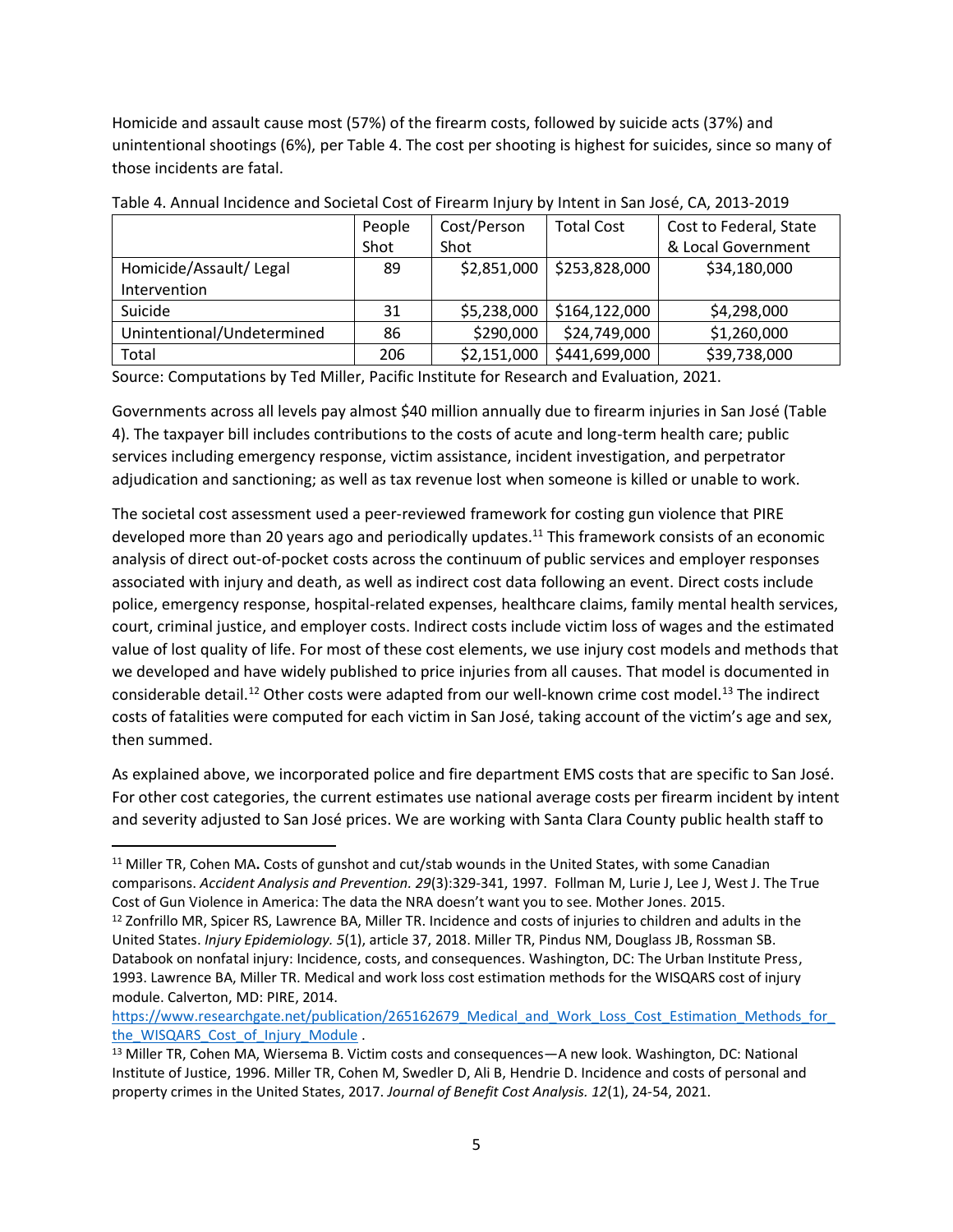Homicide and assault cause most (57%) of the firearm costs, followed by suicide acts (37%) and unintentional shootings (6%), per Table 4. The cost per shooting is highest for suicides, since so many of those incidents are fatal.

Table 4. Annual Incidence and Societal Cost of Firearm Injury by Intent in San José, CA, 2013-2019

| | People Shot | Cost/Person Shot | Total Cost | Cost to Federal, State & Local Government |
|---|---|---|---|---|
| Homicide/Assault/ Legal Intervention | 89 | $2,851,000 | $253,828,000 | $34,180,000 |
| Suicide | 31 | $5,238,000 | $164,122,000 | $4,298,000 |
| Unintentional/Undetermined | 86 | $290,000 | $24,749,000 | $1,260,000 |
| Total | 206 | $2,151,000 | $441,699,000 | $39,738,000 |

Source: Computations by Ted Miller, Pacific Institute for Research and Evaluation, 2021.

Governments across all levels pay almost $40 million annually due to firearm injuries in San José (Table 4). The taxpayer bill includes contributions to the costs of acute and long-term health care; public services including emergency response, victim assistance, incident investigation, and perpetrator adjudication and sanctioning; as well as tax revenue lost when someone is killed or unable to work.

The societal cost assessment used a peer-reviewed framework for costing gun violence that PIRE developed more than 20 years ago and periodically updates.[11] This framework consists of an economic analysis of direct out-of-pocket costs across the continuum of public services and employer responses associated with injury and death, as well as indirect cost data following an event. Direct costs include police, emergency response, hospital-related expenses, healthcare claims, family mental health services, court, criminal justice, and employer costs. Indirect costs include victim loss of wages and the estimated value of lost quality of life. For most of these cost elements, we use injury cost models and methods that we developed and have widely published to price injuries from all causes. That model is documented in considerable detail.[12] Other costs were adapted from our well-known crime cost model.[13] The indirect costs of fatalities were computed for each victim in San José, taking account of the victim's age and sex, then summed.

As explained above, we incorporated police and fire department EMS costs that are specific to San José. For other cost categories, the current estimates use national average costs per firearm incident by intent and severity adjusted to San José prices. We are working with Santa Clara County public health staff to

---

[11] Miller TR, Cohen MA**.** Costs of gunshot and cut/stab wounds in the United States, with some Canadian comparisons. *Accident Analysis and Prevention. 29*(3):329-341, 1997. Follman M, Lurie J, Lee J, West J. The True Cost of Gun Violence in America: The data the NRA doesn't want you to see. Mother Jones. 2015.

[12] Zonfrillo MR, Spicer RS, Lawrence BA, Miller TR. Incidence and costs of injuries to children and adults in the United States. *Injury Epidemiology. 5*(1), article 37, 2018. Miller TR, Pindus NM, Douglass JB, Rossman SB. Databook on nonfatal injury: Incidence, costs, and consequences. Washington, DC: The Urban Institute Press, 1993. Lawrence BA, Miller TR. Medical and work loss cost estimation methods for the WISQARS cost of injury module. Calverton, MD: PIRE, 2014. https://www.researchgate.net/publication/265162679_Medical_and_Work_Loss_Cost_Estimation_Methods_for_the_WISQARS_Cost_of_Injury_Module .

[13] Miller TR, Cohen MA, Wiersema B. Victim costs and consequences—A new look. Washington, DC: National Institute of Justice, 1996. Miller TR, Cohen M, Swedler D, Ali B, Hendrie D. Incidence and costs of personal and property crimes in the United States, 2017. *Journal of Benefit Cost Analysis. 12*(1), 24-54, 2021.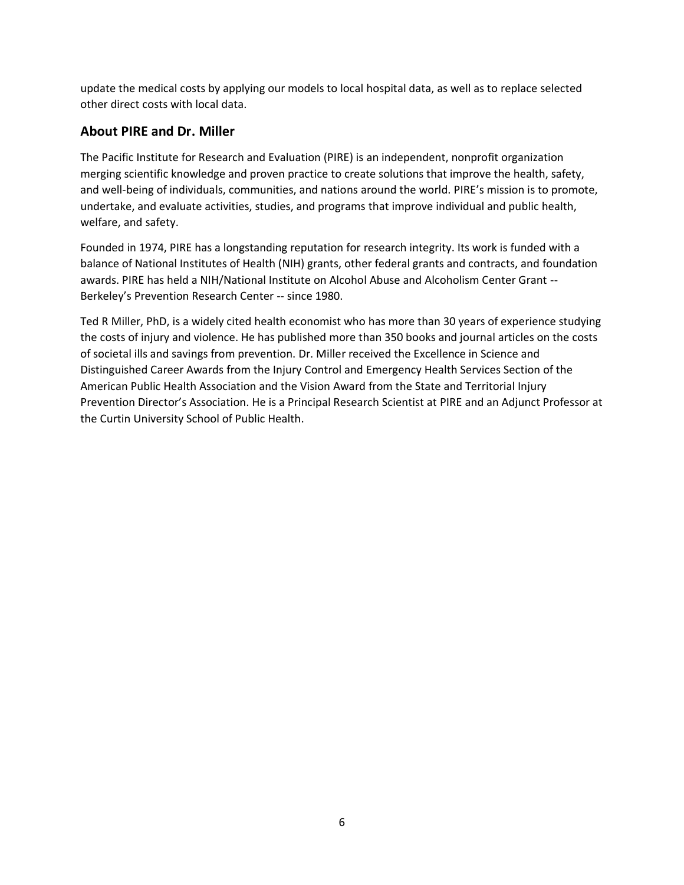update the medical costs by applying our models to local hospital data, as well as to replace selected other direct costs with local data.

## About PIRE and Dr. Miller

The Pacific Institute for Research and Evaluation (PIRE) is an independent, nonprofit organization merging scientific knowledge and proven practice to create solutions that improve the health, safety, and well-being of individuals, communities, and nations around the world. PIRE's mission is to promote, undertake, and evaluate activities, studies, and programs that improve individual and public health, welfare, and safety.

Founded in 1974, PIRE has a longstanding reputation for research integrity. Its work is funded with a balance of National Institutes of Health (NIH) grants, other federal grants and contracts, and foundation awards. PIRE has held a NIH/National Institute on Alcohol Abuse and Alcoholism Center Grant -- Berkeley's Prevention Research Center -- since 1980.

Ted R Miller, PhD, is a widely cited health economist who has more than 30 years of experience studying the costs of injury and violence. He has published more than 350 books and journal articles on the costs of societal ills and savings from prevention. Dr. Miller received the Excellence in Science and Distinguished Career Awards from the Injury Control and Emergency Health Services Section of the American Public Health Association and the Vision Award from the State and Territorial Injury Prevention Director's Association. He is a Principal Research Scientist at PIRE and an Adjunct Professor at the Curtin University School of Public Health.